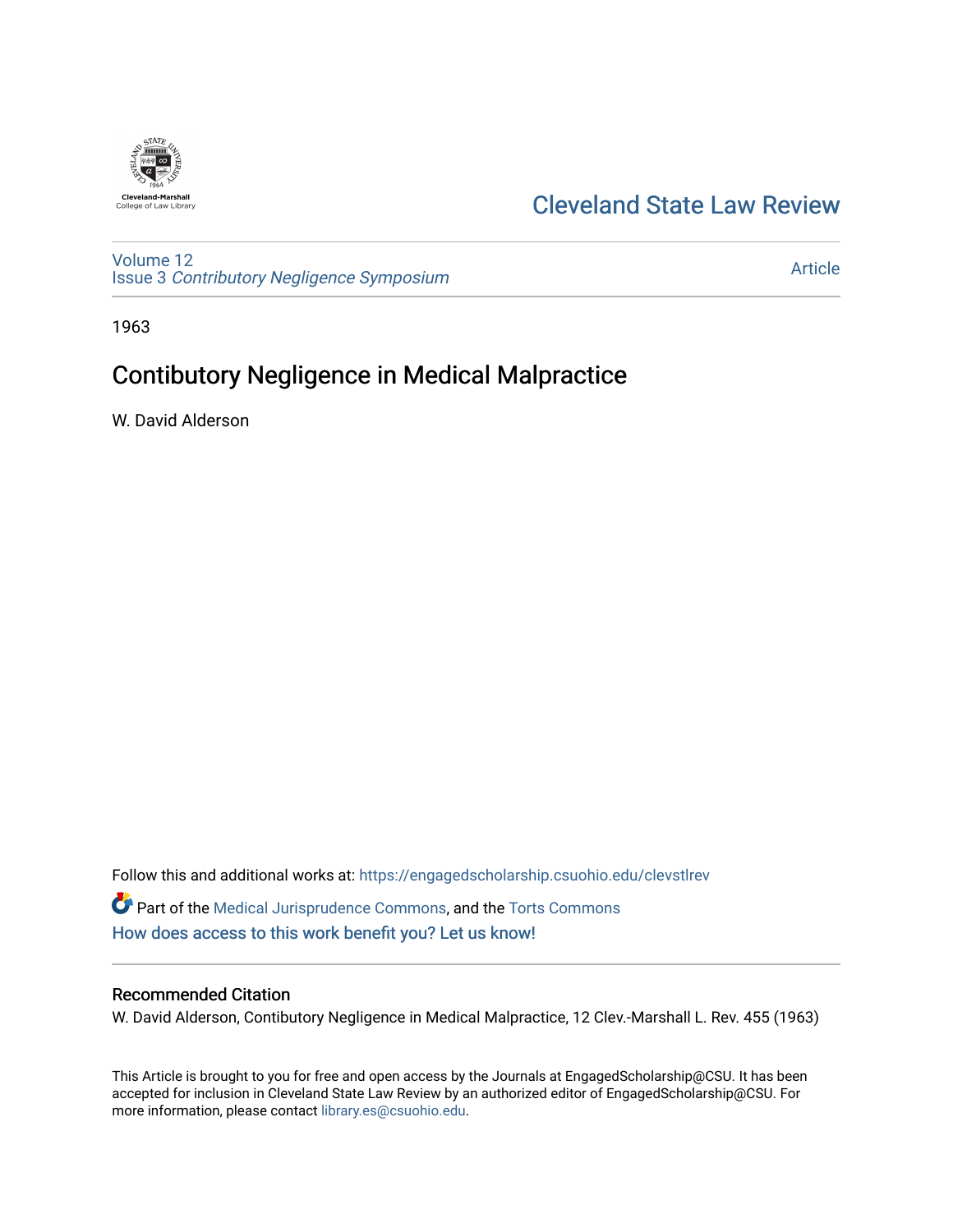Cleveland-Marshall College of Law Library

# Cleveland State Law Review

Volume 12
Issue 3 *Contributory Negligence Symposium*

Article

1963

## Contibutory Negligence in Medical Malpractice

W. David Alderson

Follow this and additional works at: https://engagedscholarship.csuohio.edu/clevstlrev

Part of the Medical Jurisprudence Commons, and the Torts Commons

How does access to this work benefit you? Let us know!

### Recommended Citation

W. David Alderson, Contibutory Negligence in Medical Malpractice, 12 Clev.-Marshall L. Rev. 455 (1963)

This Article is brought to you for free and open access by the Journals at EngagedScholarship@CSU. It has been accepted for inclusion in Cleveland State Law Review by an authorized editor of EngagedScholarship@CSU. For more information, please contact library.es@csuohio.edu.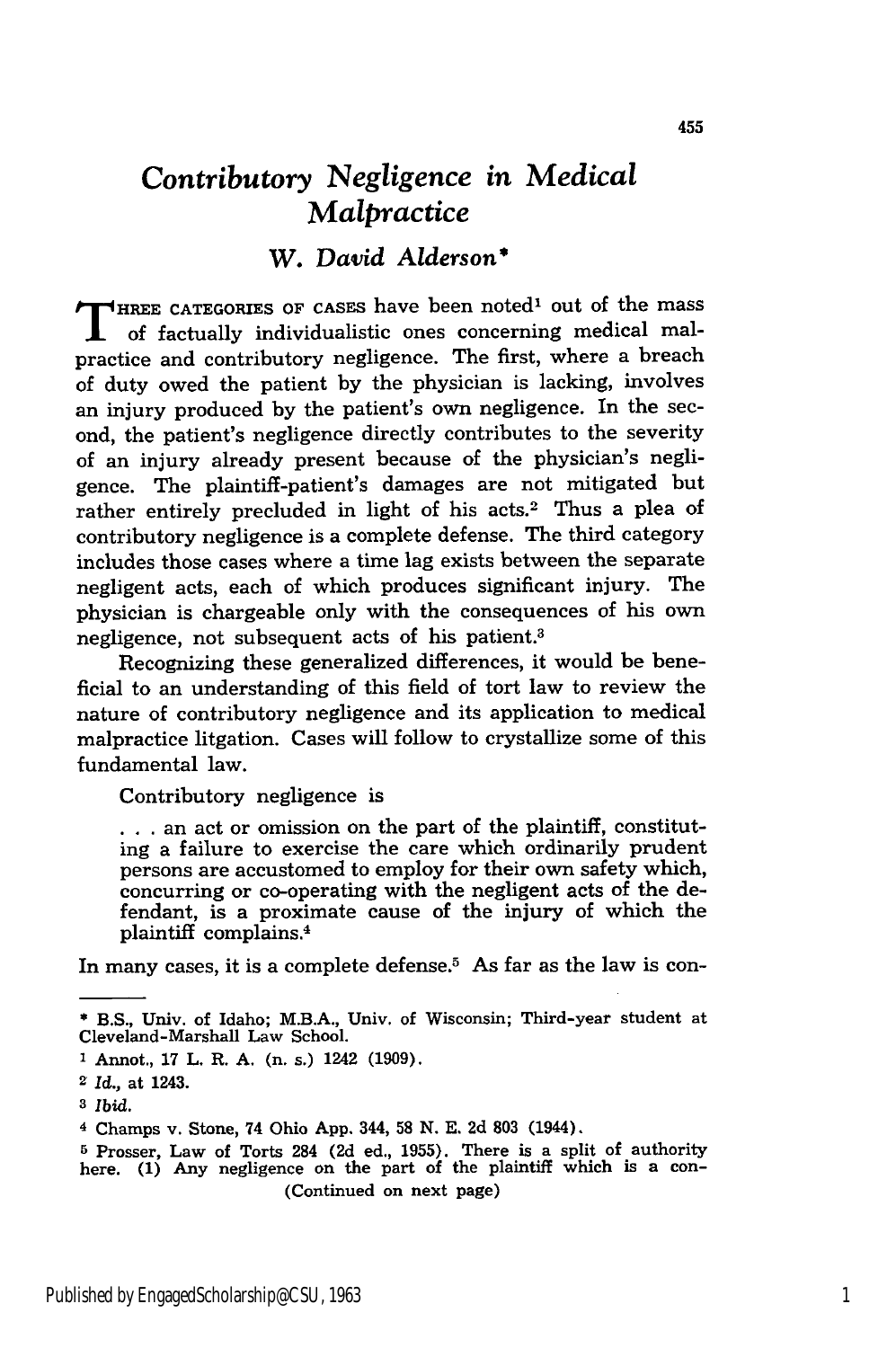# *Contributory Negligence in Medical Malpractice*

### *W. David Alderson**

THREE CATEGORIES OF CASES have been noted[1] out of the mass of factually individualistic ones concerning medical malpractice and contributory negligence. The first, where a breach of duty owed the patient by the physician is lacking, involves an injury produced by the patient's own negligence. In the second, the patient's negligence directly contributes to the severity of an injury already present because of the physician's negligence. The plaintiff-patient's damages are not mitigated but rather entirely precluded in light of his acts.[2] Thus a plea of contributory negligence is a complete defense. The third category includes those cases where a time lag exists between the separate negligent acts, each of which produces significant injury. The physician is chargeable only with the consequences of his own negligence, not subsequent acts of his patient.[3]

Recognizing these generalized differences, it would be beneficial to an understanding of this field of tort law to review the nature of contributory negligence and its application to medical malpractice litigation. Cases will follow to crystallize some of this fundamental law.

Contributory negligence is

> . . . an act or omission on the part of the plaintiff, constituting a failure to exercise the care which ordinarily prudent persons are accustomed to employ for their own safety which, concurring or co-operating with the negligent acts of the defendant, is a proximate cause of the injury of which the plaintiff complains.[4]

In many cases, it is a complete defense.[5] As far as the law is con-

---

\* B.S., Univ. of Idaho; M.B.A., Univ. of Wisconsin; Third-year student at Cleveland-Marshall Law School.

[1] Annot., 17 L. R. A. (n. s.) 1242 (1909).

[2] *Id.*, at 1243.

[3] *Ibid.*

[4] Champs v. Stone, 74 Ohio App. 344, 58 N. E. 2d 803 (1944).

[5] Prosser, Law of Torts 284 (2d ed., 1955). There is a split of authority here. (1) Any negligence on the part of the plaintiff which is a con-

(Continued on next page)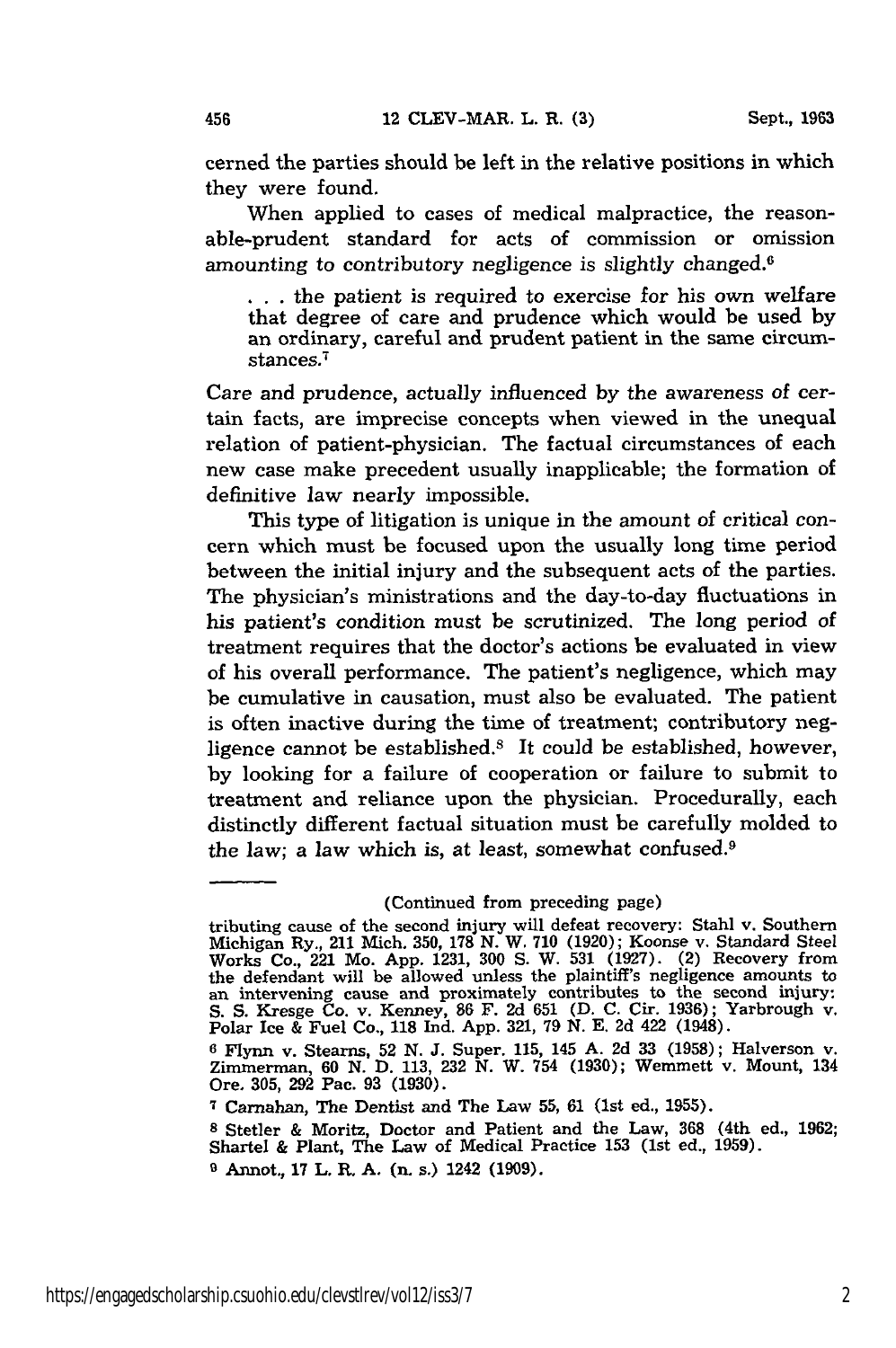cerned the parties should be left in the relative positions in which they were found.

When applied to cases of medical malpractice, the reasonable-prudent standard for acts of commission or omission amounting to contributory negligence is slightly changed.[6]

> . . . the patient is required to exercise for his own welfare that degree of care and prudence which would be used by an ordinary, careful and prudent patient in the same circumstances.[7]

Care and prudence, actually influenced by the awareness of certain facts, are imprecise concepts when viewed in the unequal relation of patient-physician. The factual circumstances of each new case make precedent usually inapplicable; the formation of definitive law nearly impossible.

This type of litigation is unique in the amount of critical concern which must be focused upon the usually long time period between the initial injury and the subsequent acts of the parties. The physician's ministrations and the day-to-day fluctuations in his patient's condition must be scrutinized. The long period of treatment requires that the doctor's actions be evaluated in view of his overall performance. The patient's negligence, which may be cumulative in causation, must also be evaluated. The patient is often inactive during the time of treatment; contributory negligence cannot be established.[8] It could be established, however, by looking for a failure of cooperation or failure to submit to treatment and reliance upon the physician. Procedurally, each distinctly different factual situation must be carefully molded to the law; a law which is, at least, somewhat confused.[9]

---

(Continued from preceding page)

tributing cause of the second injury will defeat recovery: Stahl v. Southern Michigan Ry., 211 Mich. 350, 178 N. W. 710 (1920); Koonse v. Standard Steel Works Co., 221 Mo. App. 1231, 300 S. W. 531 (1927). (2) Recovery from the defendant will be allowed unless the plaintiff's negligence amounts to an intervening cause and proximately contributes to the second injury: S. S. Kresge Co. v. Kenney, 86 F. 2d 651 (D. C. Cir. 1936); Yarbrough v. Polar Ice & Fuel Co., 118 Ind. App. 321, 79 N. E. 2d 422 (1948).

[6] Flynn v. Stearns, 52 N. J. Super. 115, 145 A. 2d 33 (1958); Halverson v. Zimmerman, 60 N. D. 113, 232 N. W. 754 (1930); Wemmett v. Mount, 134 Ore. 305, 292 Pac. 93 (1930).

[7] Carnahan, The Dentist and The Law 55, 61 (1st ed., 1955).

[8] Stetler & Moritz, Doctor and Patient and the Law, 368 (4th ed., 1962; Shartel & Plant, The Law of Medical Practice 153 (1st ed., 1959).

[9] Annot., 17 L. R. A. (n. s.) 1242 (1909).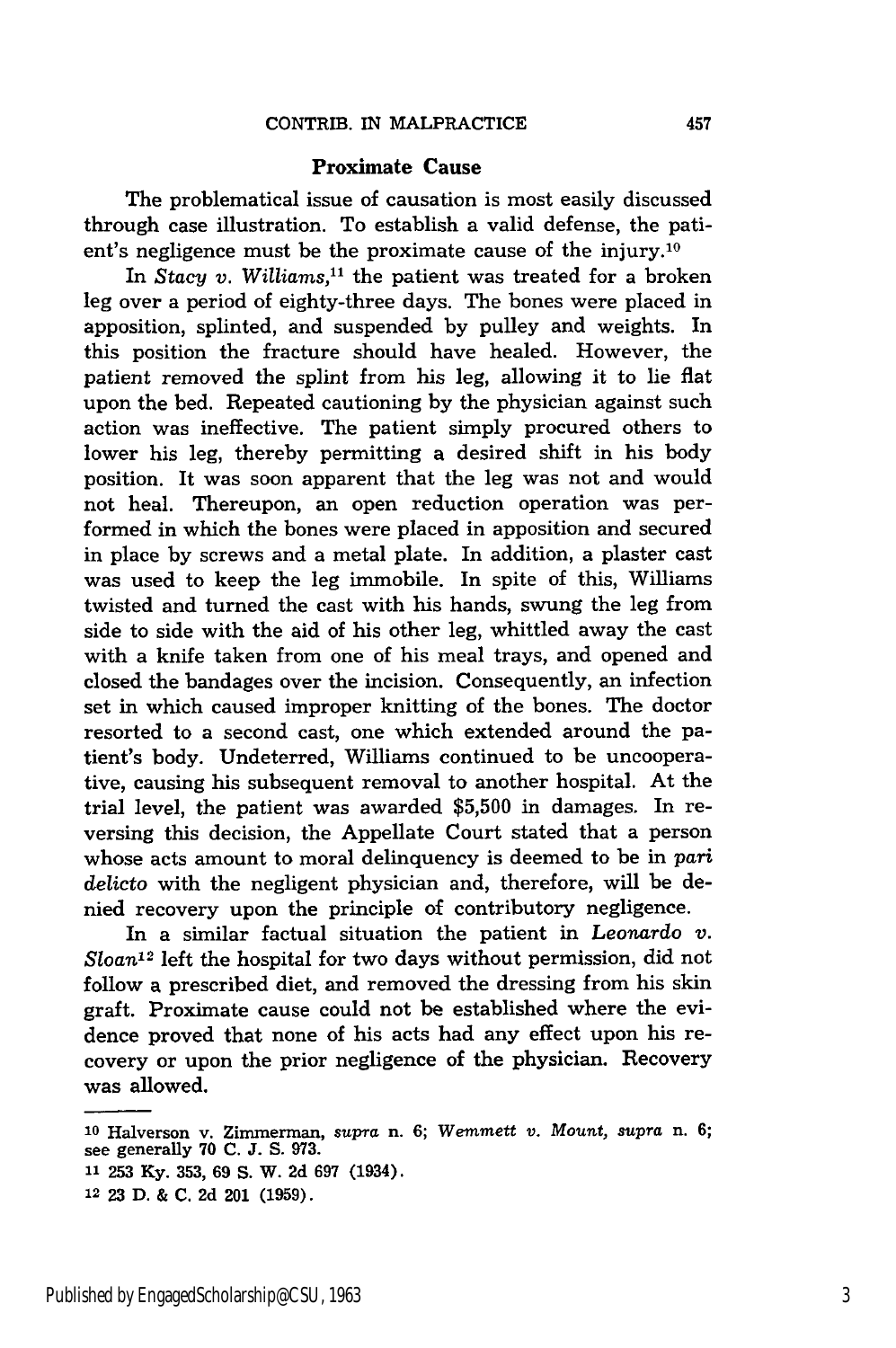## Proximate Cause

The problematical issue of causation is most easily discussed through case illustration. To establish a valid defense, the patient's negligence must be the proximate cause of the injury.[10]

In *Stacy v. Williams*,[11] the patient was treated for a broken leg over a period of eighty-three days. The bones were placed in apposition, splinted, and suspended by pulley and weights. In this position the fracture should have healed. However, the patient removed the splint from his leg, allowing it to lie flat upon the bed. Repeated cautioning by the physician against such action was ineffective. The patient simply procured others to lower his leg, thereby permitting a desired shift in his body position. It was soon apparent that the leg was not and would not heal. Thereupon, an open reduction operation was performed in which the bones were placed in apposition and secured in place by screws and a metal plate. In addition, a plaster cast was used to keep the leg immobile. In spite of this, Williams twisted and turned the cast with his hands, swung the leg from side to side with the aid of his other leg, whittled away the cast with a knife taken from one of his meal trays, and opened and closed the bandages over the incision. Consequently, an infection set in which caused improper knitting of the bones. The doctor resorted to a second cast, one which extended around the patient's body. Undeterred, Williams continued to be uncooperative, causing his subsequent removal to another hospital. At the trial level, the patient was awarded $5,500 in damages. In reversing this decision, the Appellate Court stated that a person whose acts amount to moral delinquency is deemed to be in *pari delicto* with the negligent physician and, therefore, will be denied recovery upon the principle of contributory negligence.

In a similar factual situation the patient in *Leonardo v. Sloan*[12] left the hospital for two days without permission, did not follow a prescribed diet, and removed the dressing from his skin graft. Proximate cause could not be established where the evidence proved that none of his acts had any effect upon his recovery or upon the prior negligence of the physician. Recovery was allowed.

---

[10] Halverson v. Zimmerman, *supra* n. 6; *Wemmett v. Mount*, *supra* n. 6; see generally 70 C. J. S. 973.

[11] 253 Ky. 353, 69 S. W. 2d 697 (1934).

[12] 23 D. & C. 2d 201 (1959).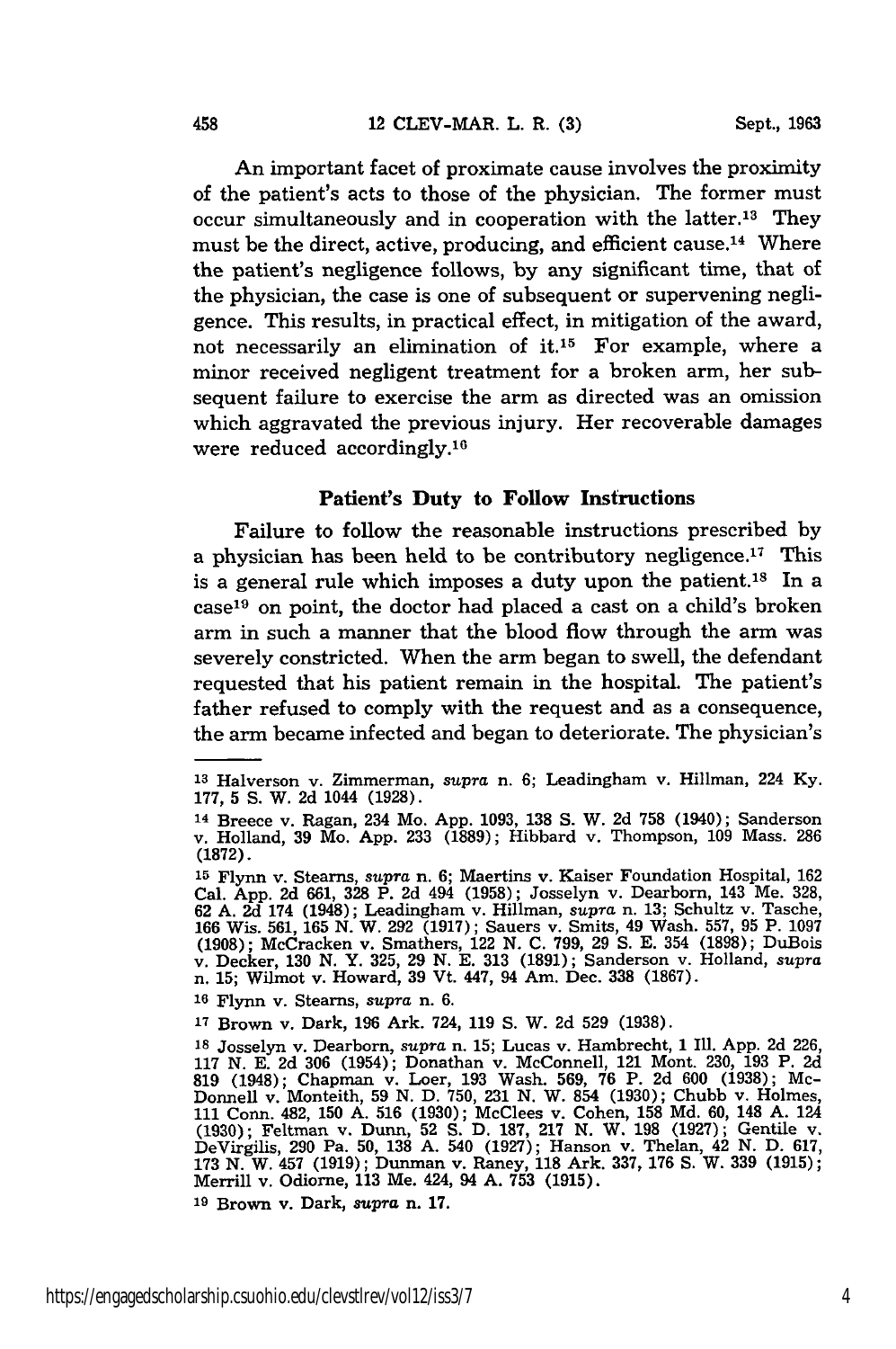An important facet of proximate cause involves the proximity of the patient's acts to those of the physician. The former must occur simultaneously and in cooperation with the latter.[13] They must be the direct, active, producing, and efficient cause.[14] Where the patient's negligence follows, by any significant time, that of the physician, the case is one of subsequent or supervening negligence. This results, in practical effect, in mitigation of the award, not necessarily an elimination of it.[15] For example, where a minor received negligent treatment for a broken arm, her subsequent failure to exercise the arm as directed was an omission which aggravated the previous injury. Her recoverable damages were reduced accordingly.[16]

## Patient's Duty to Follow Instructions

Failure to follow the reasonable instructions prescribed by a physician has been held to be contributory negligence.[17] This is a general rule which imposes a duty upon the patient.[18] In a case[19] on point, the doctor had placed a cast on a child's broken arm in such a manner that the blood flow through the arm was severely constricted. When the arm began to swell, the defendant requested that his patient remain in the hospital. The patient's father refused to comply with the request and as a consequence, the arm became infected and began to deteriorate. The physician's

---

[13] Halverson v. Zimmerman, *supra* n. 6; Leadingham v. Hillman, 224 Ky. 177, 5 S. W. 2d 1044 (1928).

[14] Breece v. Ragan, 234 Mo. App. 1093, 138 S. W. 2d 758 (1940); Sanderson v. Holland, 39 Mo. App. 233 (1889); Hibbard v. Thompson, 109 Mass. 286 (1872).

[15] Flynn v. Stearns, *supra* n. 6; Maertins v. Kaiser Foundation Hospital, 162 Cal. App. 2d 661, 328 P. 2d 494 (1958); Josselyn v. Dearborn, 143 Me. 328, 62 A. 2d 174 (1948); Leadingham v. Hillman, *supra* n. 13; Schultz v. Tasche, 166 Wis. 561, 165 N. W. 292 (1917); Sauers v. Smits, 49 Wash. 557, 95 P. 1097 (1908); McCracken v. Smathers, 122 N. C. 799, 29 S. E. 354 (1898); DuBois v. Decker, 130 N. Y. 325, 29 N. E. 313 (1891); Sanderson v. Holland, *supra* n. 15; Wilmot v. Howard, 39 Vt. 447, 94 Am. Dec. 338 (1867).

[16] Flynn v. Stearns, *supra* n. 6.

[17] Brown v. Dark, 196 Ark. 724, 119 S. W. 2d 529 (1938).

[18] Josselyn v. Dearborn, *supra* n. 15; Lucas v. Hambrecht, 1 Ill. App. 2d 226, 117 N. E. 2d 306 (1954); Donathan v. McConnell, 121 Mont. 230, 193 P. 2d 819 (1948); Chapman v. Loer, 193 Wash. 569, 76 P. 2d 600 (1938); McDonnell v. Monteith, 59 N. D. 750, 231 N. W. 854 (1930); Chubb v. Holmes, 111 Conn. 482, 150 A. 516 (1930); McClees v. Cohen, 158 Md. 60, 148 A. 124 (1930); Feltman v. Dunn, 52 S. D. 187, 217 N. W. 198 (1927); Gentile v. DeVirgilis, 290 Pa. 50, 138 A. 540 (1927); Hanson v. Thelan, 42 N. D. 617, 173 N. W. 457 (1919); Dunman v. Raney, 118 Ark. 337, 176 S. W. 339 (1915); Merrill v. Odiorne, 113 Me. 424, 94 A. 753 (1915).

[19] Brown v. Dark, *supra* n. 17.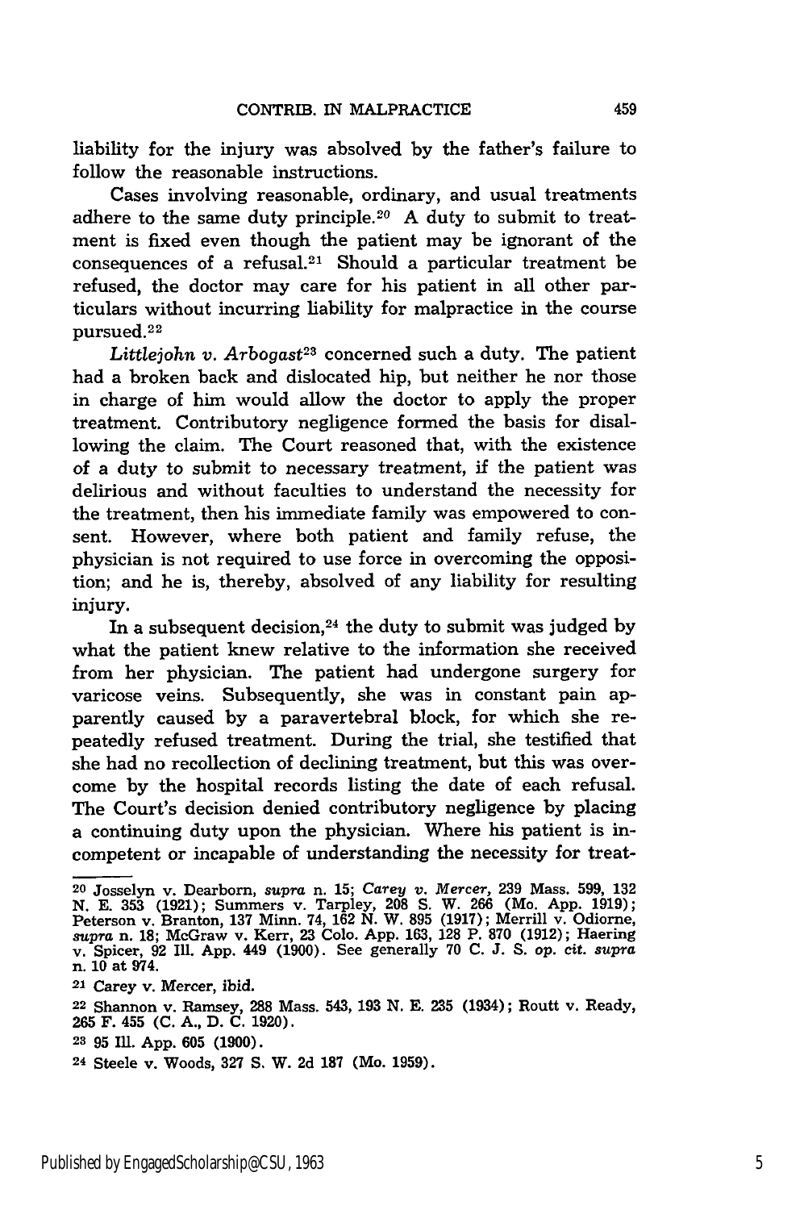liability for the injury was absolved by the father's failure to follow the reasonable instructions.

Cases involving reasonable, ordinary, and usual treatments adhere to the same duty principle.[20] A duty to submit to treatment is fixed even though the patient may be ignorant of the consequences of a refusal.[21] Should a particular treatment be refused, the doctor may care for his patient in all other particulars without incurring liability for malpractice in the course pursued.[22]

*Littlejohn v. Arbogast*[23] concerned such a duty. The patient had a broken back and dislocated hip, but neither he nor those in charge of him would allow the doctor to apply the proper treatment. Contributory negligence formed the basis for disallowing the claim. The Court reasoned that, with the existence of a duty to submit to necessary treatment, if the patient was delirious and without faculties to understand the necessity for the treatment, then his immediate family was empowered to consent. However, where both patient and family refuse, the physician is not required to use force in overcoming the opposition; and he is, thereby, absolved of any liability for resulting injury.

In a subsequent decision,[24] the duty to submit was judged by what the patient knew relative to the information she received from her physician. The patient had undergone surgery for varicose veins. Subsequently, she was in constant pain apparently caused by a paravertebral block, for which she repeatedly refused treatment. During the trial, she testified that she had no recollection of declining treatment, but this was overcome by the hospital records listing the date of each refusal. The Court's decision denied contributory negligence by placing a continuing duty upon the physician. Where his patient is incompetent or incapable of understanding the necessity for treat-

---

[20] Josselyn v. Dearborn, *supra* n. 15; *Carey v. Mercer*, 239 Mass. 599, 132 N. E. 353 (1921); Summers v. Tarpley, 208 S. W. 266 (Mo. App. 1919); Peterson v. Branton, 137 Minn. 74, 162 N. W. 895 (1917); Merrill v. Odiorne, *supra* n. 18; McGraw v. Kerr, 23 Colo. App. 163, 128 P. 870 (1912); Haering v. Spicer, 92 Ill. App. 449 (1900). See generally 70 C. J. S. *op. cit. supra* n. 10 at 974.

[21] Carey v. Mercer, *ibid.*

[22] Shannon v. Ramsey, 288 Mass. 543, 193 N. E. 235 (1934); Routt v. Ready, 265 F. 455 (C. A., D. C. 1920).

[23] 95 Ill. App. 605 (1900).

[24] Steele v. Woods, 327 S. W. 2d 187 (Mo. 1959).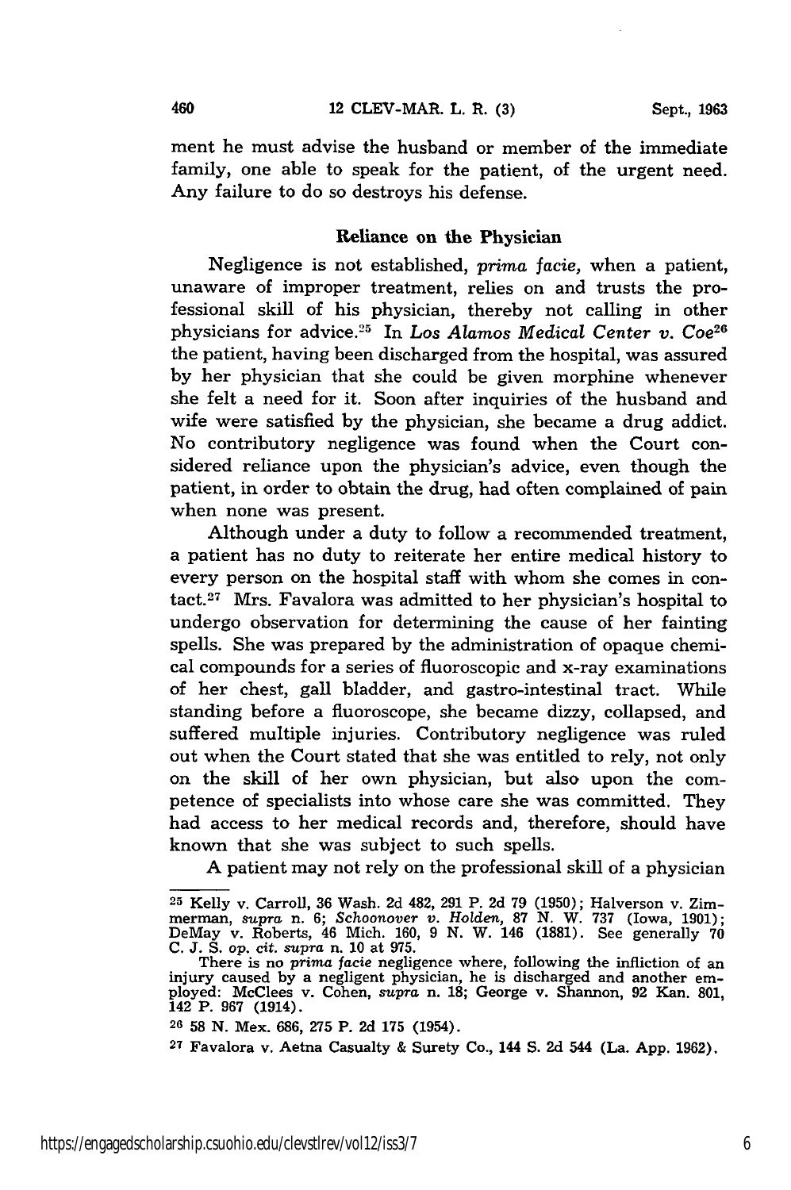ment he must advise the husband or member of the immediate family, one able to speak for the patient, of the urgent need. Any failure to do so destroys his defense.

### Reliance on the Physician

Negligence is not established, *prima facie,* when a patient, unaware of improper treatment, relies on and trusts the professional skill of his physician, thereby not calling in other physicians for advice.[25] In *Los Alamos Medical Center v. Coe*[26] the patient, having been discharged from the hospital, was assured by her physician that she could be given morphine whenever she felt a need for it. Soon after inquiries of the husband and wife were satisfied by the physician, she became a drug addict. No contributory negligence was found when the Court considered reliance upon the physician's advice, even though the patient, in order to obtain the drug, had often complained of pain when none was present.

Although under a duty to follow a recommended treatment, a patient has no duty to reiterate her entire medical history to every person on the hospital staff with whom she comes in contact.[27] Mrs. Favalora was admitted to her physician's hospital to undergo observation for determining the cause of her fainting spells. She was prepared by the administration of opaque chemical compounds for a series of fluoroscopic and x-ray examinations of her chest, gall bladder, and gastro-intestinal tract. While standing before a fluoroscope, she became dizzy, collapsed, and suffered multiple injuries. Contributory negligence was ruled out when the Court stated that she was entitled to rely, not only on the skill of her own physician, but also upon the competence of specialists into whose care she was committed. They had access to her medical records and, therefore, should have known that she was subject to such spells.

A patient may not rely on the professional skill of a physician

---

[25] Kelly v. Carroll, 36 Wash. 2d 482, 291 P. 2d 79 (1950); Halverson v. Zimmerman, *supra* n. 6; *Schoonover v. Holden,* 87 N. W. 737 (Iowa, 1901); DeMay v. Roberts, 46 Mich. 160, 9 N. W. 146 (1881). See generally 70 C. J. S. *op. cit. supra* n. 10 at 975.

There is no *prima facie* negligence where, following the infliction of an injury caused by a negligent physician, he is discharged and another employed: McClees v. Cohen, *supra* n. 18; George v. Shannon, 92 Kan. 801, 142 P. 967 (1914).

[26] 58 N. Mex. 686, 275 P. 2d 175 (1954).

[27] Favalora v. Aetna Casualty & Surety Co., 144 S. 2d 544 (La. App. 1962).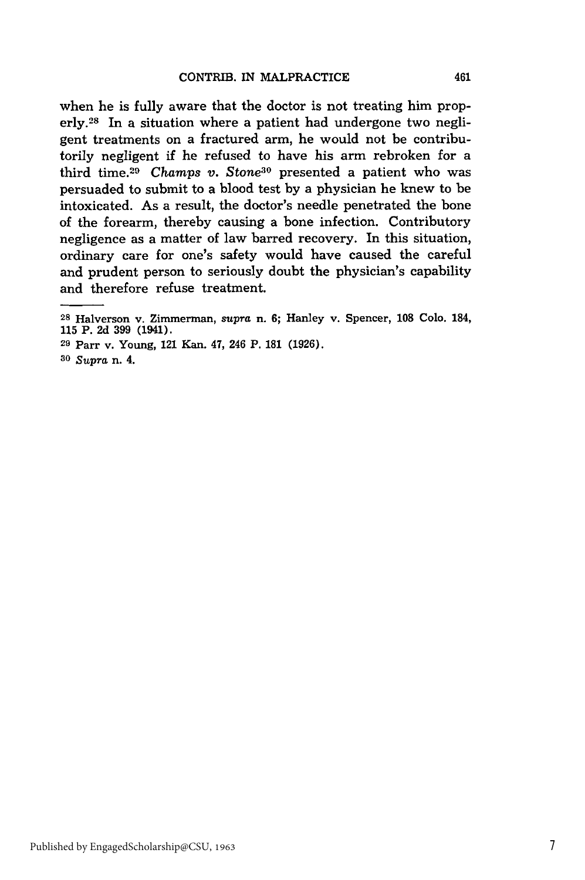when he is fully aware that the doctor is not treating him properly.[28] In a situation where a patient had undergone two negligent treatments on a fractured arm, he would not be contributorily negligent if he refused to have his arm rebroken for a third time.[29] *Champs v. Stone*[30] presented a patient who was persuaded to submit to a blood test by a physician he knew to be intoxicated. As a result, the doctor's needle penetrated the bone of the forearm, thereby causing a bone infection. Contributory negligence as a matter of law barred recovery. In this situation, ordinary care for one's safety would have caused the careful and prudent person to seriously doubt the physician's capability and therefore refuse treatment.

---

[28] Halverson v. Zimmerman, *supra* n. 6; Hanley v. Spencer, 108 Colo. 184, 115 P. 2d 399 (1941).

[29] Parr v. Young, 121 Kan. 47, 246 P. 181 (1926).

[30] *Supra* n. 4.